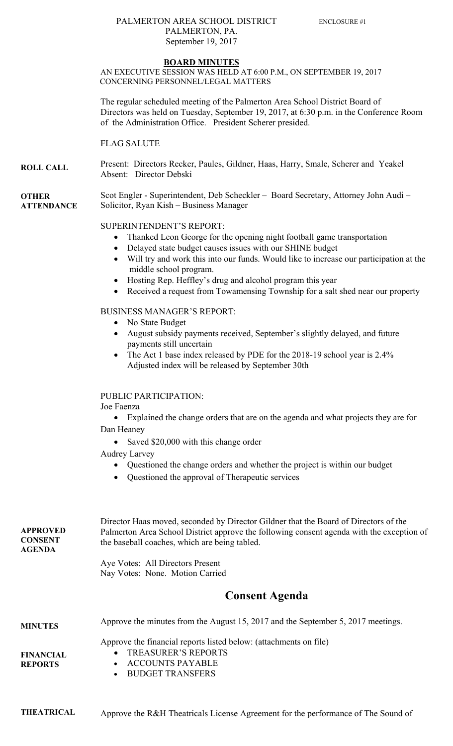PALMERTON AREA SCHOOL DISTRICT ENCLOSURE #1
PALMERTON, PA.
September 19, 2017

## BOARD MINUTES

AN EXECUTIVE SESSION WAS HELD AT 6:00 P.M., ON SEPTEMBER 19, 2017 CONCERNING PERSONNEL/LEGAL MATTERS

The regular scheduled meeting of the Palmerton Area School District Board of Directors was held on Tuesday, September 19, 2017, at 6:30 p.m. in the Conference Room of the Administration Office. President Scherer presided.

FLAG SALUTE

**ROLL CALL**

Present: Directors Recker, Paules, Gildner, Haas, Harry, Smale, Scherer and Yeakel
Absent: Director Debski

**OTHER ATTENDANCE**

Scot Engler - Superintendent, Deb Scheckler – Board Secretary, Attorney John Audi – Solicitor, Ryan Kish – Business Manager

SUPERINTENDENT'S REPORT:

- Thanked Leon George for the opening night football game transportation
- Delayed state budget causes issues with our SHINE budget
- Will try and work this into our funds. Would like to increase our participation at the middle school program.
- Hosting Rep. Heffley's drug and alcohol program this year
- Received a request from Towamensing Township for a salt shed near our property

BUSINESS MANAGER'S REPORT:

- No State Budget
- August subsidy payments received, September's slightly delayed, and future payments still uncertain
- The Act 1 base index released by PDE for the 2018-19 school year is 2.4% Adjusted index will be released by September 30th

PUBLIC PARTICIPATION:

Joe Faenza

- Explained the change orders that are on the agenda and what projects they are for

Dan Heaney

- Saved $20,000 with this change order

Audrey Larvey

- Questioned the change orders and whether the project is within our budget
- Questioned the approval of Therapeutic services

**APPROVED CONSENT AGENDA**

Director Haas moved, seconded by Director Gildner that the Board of Directors of the Palmerton Area School District approve the following consent agenda with the exception of the baseball coaches, which are being tabled.

Aye Votes: All Directors Present
Nay Votes: None. Motion Carried

## Consent Agenda

**MINUTES**

Approve the minutes from the August 15, 2017 and the September 5, 2017 meetings.

**FINANCIAL REPORTS**

Approve the financial reports listed below: (attachments on file)

- TREASURER'S REPORTS
- ACCOUNTS PAYABLE
- BUDGET TRANSFERS

**THEATRICAL**

Approve the R&H Theatricals License Agreement for the performance of The Sound of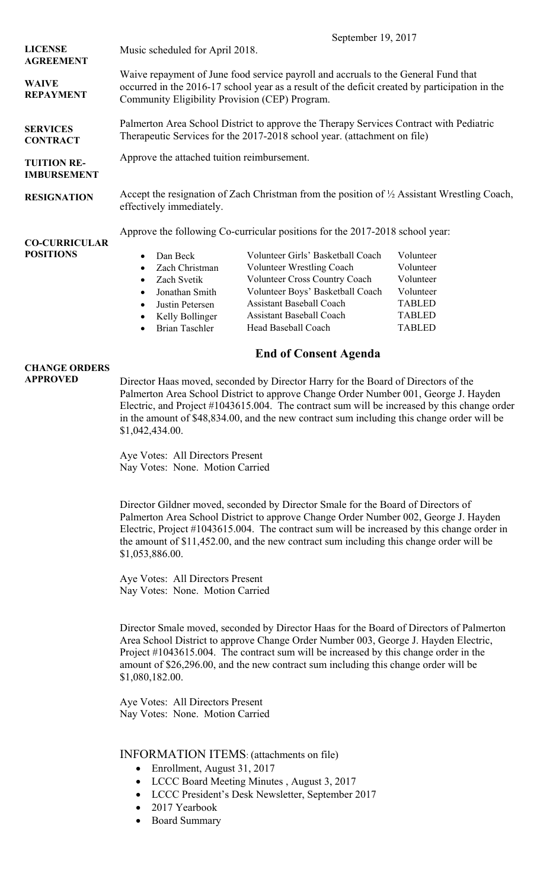September 19, 2017

**LICENSE AGREEMENT**

Music scheduled for April 2018.

**WAIVE REPAYMENT**

Waive repayment of June food service payroll and accruals to the General Fund that occurred in the 2016-17 school year as a result of the deficit created by participation in the Community Eligibility Provision (CEP) Program.

**SERVICES CONTRACT**

Palmerton Area School District to approve the Therapy Services Contract with Pediatric Therapeutic Services for the 2017-2018 school year. (attachment on file)

**TUITION RE-IMBURSEMENT**

Approve the attached tuition reimbursement.

**RESIGNATION**

Accept the resignation of Zach Christman from the position of ½ Assistant Wrestling Coach, effectively immediately.

**CO-CURRICULAR POSITIONS**

Approve the following Co-curricular positions for the 2017-2018 school year:

| | | |
|---|---|---|
| • Dan Beck | Volunteer Girls' Basketball Coach | Volunteer |
| • Zach Christman | Volunteer Wrestling Coach | Volunteer |
| • Zach Svetik | Volunteer Cross Country Coach | Volunteer |
| • Jonathan Smith | Volunteer Boys' Basketball Coach | Volunteer |
| • Justin Petersen | Assistant Baseball Coach | TABLED |
| • Kelly Bollinger | Assistant Baseball Coach | TABLED |
| • Brian Taschler | Head Baseball Coach | TABLED |

## End of Consent Agenda

**CHANGE ORDERS APPROVED**

Director Haas moved, seconded by Director Harry for the Board of Directors of the Palmerton Area School District to approve Change Order Number 001, George J. Hayden Electric, and Project #1043615.004. The contract sum will be increased by this change order in the amount of $48,834.00, and the new contract sum including this change order will be $1,042,434.00.

Aye Votes: All Directors Present
Nay Votes: None. Motion Carried

Director Gildner moved, seconded by Director Smale for the Board of Directors of Palmerton Area School District to approve Change Order Number 002, George J. Hayden Electric, Project #1043615.004. The contract sum will be increased by this change order in the amount of $11,452.00, and the new contract sum including this change order will be $1,053,886.00.

Aye Votes: All Directors Present
Nay Votes: None. Motion Carried

Director Smale moved, seconded by Director Haas for the Board of Directors of Palmerton Area School District to approve Change Order Number 003, George J. Hayden Electric, Project #1043615.004. The contract sum will be increased by this change order in the amount of $26,296.00, and the new contract sum including this change order will be $1,080,182.00.

Aye Votes: All Directors Present
Nay Votes: None. Motion Carried

INFORMATION ITEMS: (attachments on file)

- Enrollment, August 31, 2017
- LCCC Board Meeting Minutes , August 3, 2017
- LCCC President's Desk Newsletter, September 2017
- 2017 Yearbook
- Board Summary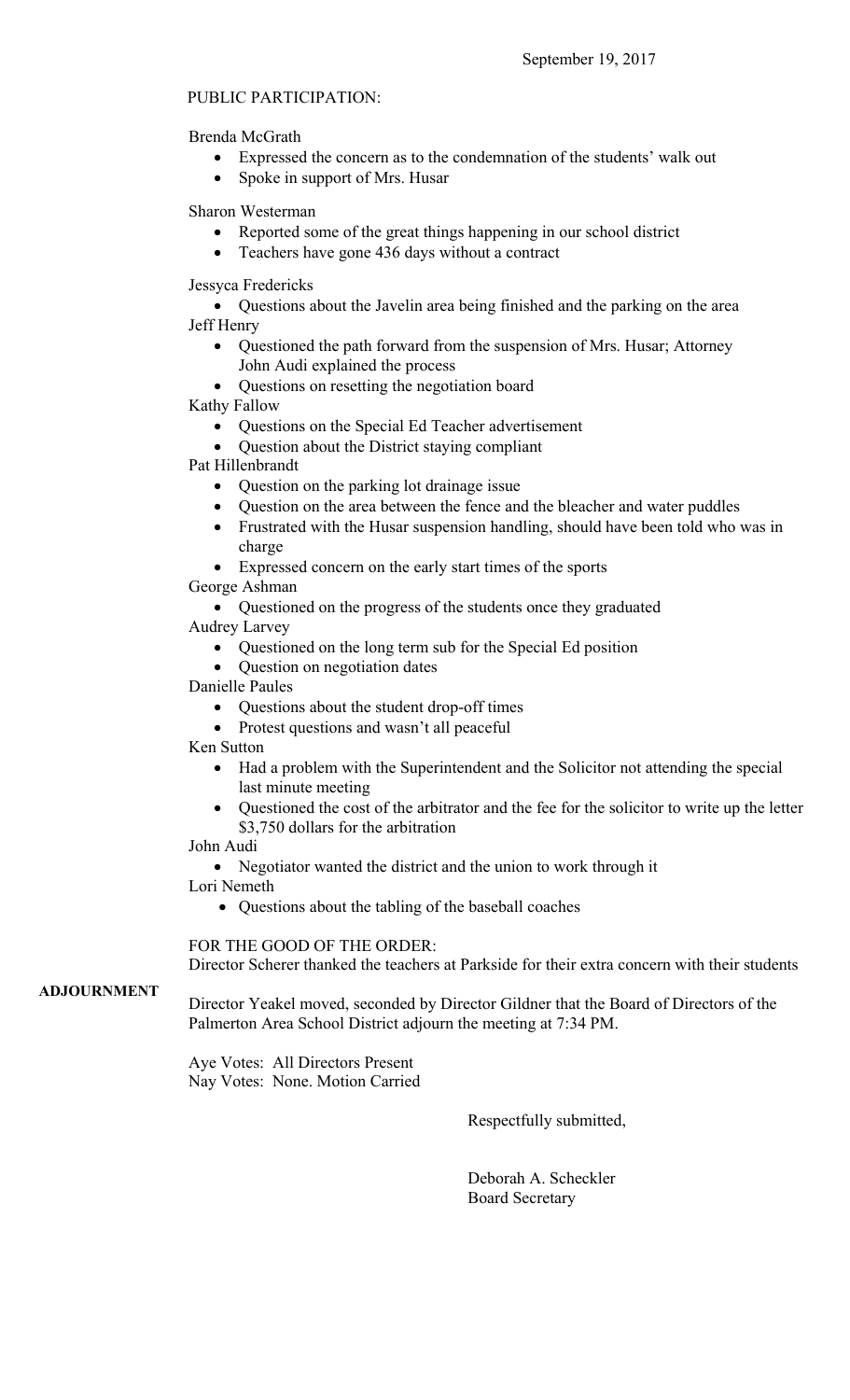September 19, 2017

PUBLIC PARTICIPATION:

Brenda McGrath

- Expressed the concern as to the condemnation of the students' walk out
- Spoke in support of Mrs. Husar

Sharon Westerman

- Reported some of the great things happening in our school district
- Teachers have gone 436 days without a contract

Jessyca Fredericks

- Questions about the Javelin area being finished and the parking on the area

Jeff Henry

- Questioned the path forward from the suspension of Mrs. Husar; Attorney John Audi explained the process
- Questions on resetting the negotiation board

Kathy Fallow

- Questions on the Special Ed Teacher advertisement
- Question about the District staying compliant

Pat Hillenbrandt

- Question on the parking lot drainage issue
- Question on the area between the fence and the bleacher and water puddles
- Frustrated with the Husar suspension handling, should have been told who was in charge
- Expressed concern on the early start times of the sports

George Ashman

- Questioned on the progress of the students once they graduated

Audrey Larvey

- Questioned on the long term sub for the Special Ed position
- Question on negotiation dates

Danielle Paules

- Questions about the student drop-off times
- Protest questions and wasn't all peaceful

Ken Sutton

- Had a problem with the Superintendent and the Solicitor not attending the special last minute meeting
- Questioned the cost of the arbitrator and the fee for the solicitor to write up the letter $3,750 dollars for the arbitration

John Audi

- Negotiator wanted the district and the union to work through it

Lori Nemeth

- Questions about the tabling of the baseball coaches

FOR THE GOOD OF THE ORDER:
Director Scherer thanked the teachers at Parkside for their extra concern with their students

**ADJOURNMENT**

Director Yeakel moved, seconded by Director Gildner that the Board of Directors of the Palmerton Area School District adjourn the meeting at 7:34 PM.

Aye Votes: All Directors Present
Nay Votes: None. Motion Carried

Respectfully submitted,

Deborah A. Scheckler
Board Secretary